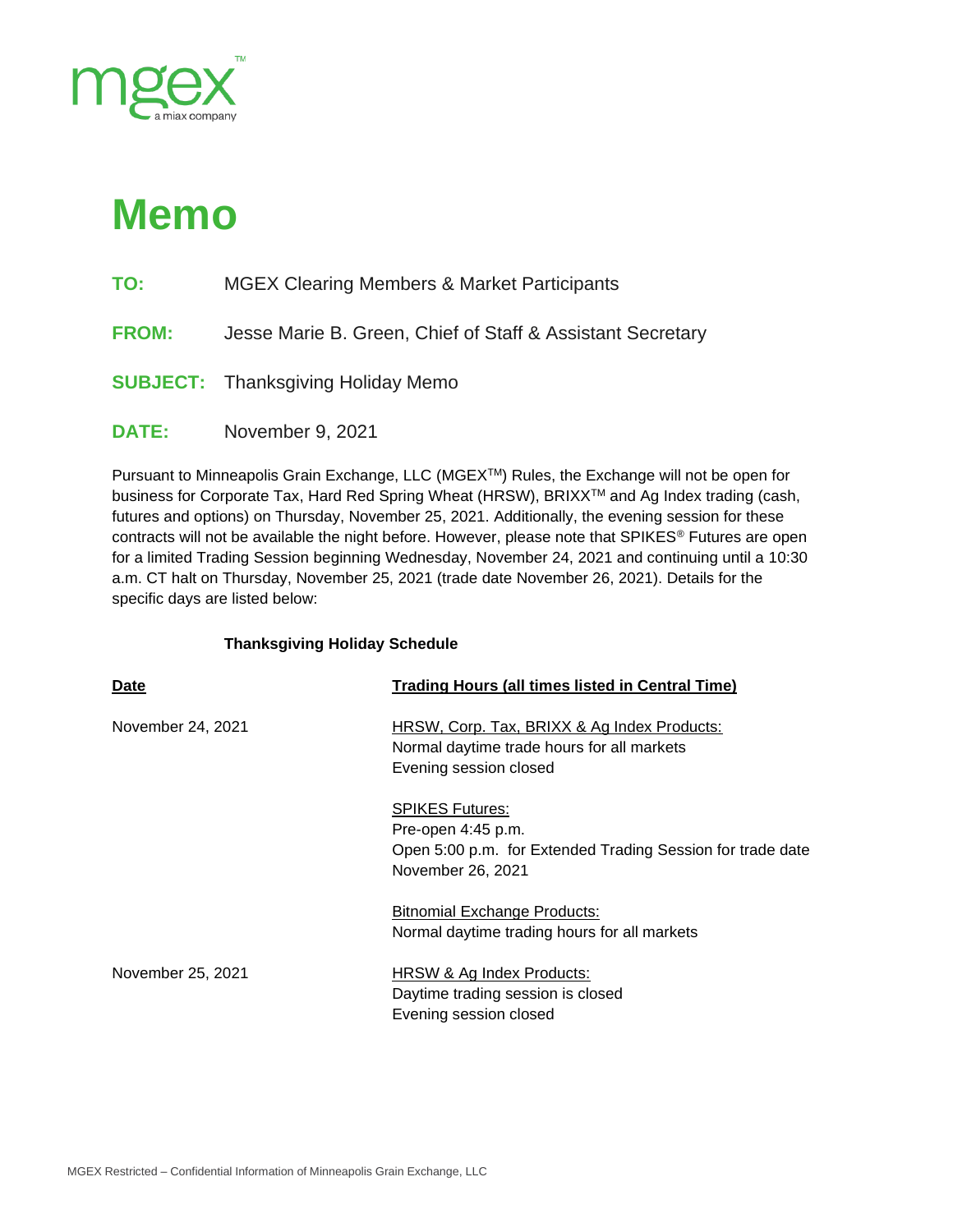mgex™

a miax company

# Memo

**TO:** MGEX Clearing Members & Market Participants

**FROM:** Jesse Marie B. Green, Chief of Staff & Assistant Secretary

**SUBJECT:** Thanksgiving Holiday Memo

**DATE:** November 9, 2021

Pursuant to Minneapolis Grain Exchange, LLC (MGEX™) Rules, the Exchange will not be open for business for Corporate Tax, Hard Red Spring Wheat (HRSW), BRIXX™ and Ag Index trading (cash, futures and options) on Thursday, November 25, 2021. Additionally, the evening session for these contracts will not be available the night before. However, please note that SPIKES® Futures are open for a limited Trading Session beginning Wednesday, November 24, 2021 and continuing until a 10:30 a.m. CT halt on Thursday, November 25, 2021 (trade date November 26, 2021). Details for the specific days are listed below:

**Thanksgiving Holiday Schedule**

| **Date** | **Trading Hours (all times listed in Central Time)** |
| --- | --- |
| November 24, 2021 | HRSW, Corp. Tax, BRIXX & Ag Index Products:<br>Normal daytime trade hours for all markets<br>Evening session closed |
| | SPIKES Futures:<br>Pre-open 4:45 p.m.<br>Open 5:00 p.m. for Extended Trading Session for trade date November 26, 2021 |
| | Bitnomial Exchange Products:<br>Normal daytime trading hours for all markets |
| November 25, 2021 | HRSW & Ag Index Products:<br>Daytime trading session is closed<br>Evening session closed |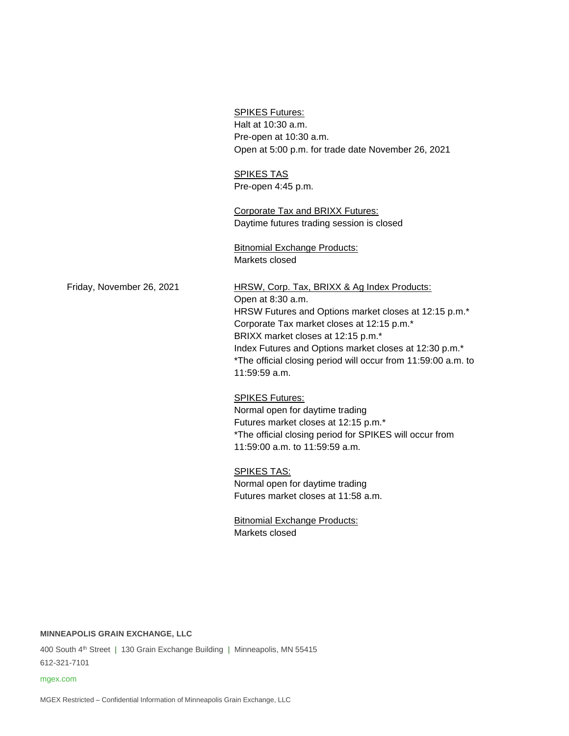|  |  |
|---|---|
|  | <u>SPIKES Futures:</u><br>Halt at 10:30 a.m.<br>Pre-open at 10:30 a.m.<br>Open at 5:00 p.m. for trade date November 26, 2021 |
|  | <u>SPIKES TAS</u><br>Pre-open 4:45 p.m. |
|  | <u>Corporate Tax and BRIXX Futures:</u><br>Daytime futures trading session is closed |
|  | <u>Bitnomial Exchange Products:</u><br>Markets closed |
| Friday, November 26, 2021 | <u>HRSW, Corp. Tax, BRIXX & Ag Index Products:</u><br>Open at 8:30 a.m.<br>HRSW Futures and Options market closes at 12:15 p.m.*<br>Corporate Tax market closes at 12:15 p.m.*<br>BRIXX market closes at 12:15 p.m.*<br>Index Futures and Options market closes at 12:30 p.m.*<br>*The official closing period will occur from 11:59:00 a.m. to 11:59:59 a.m. |
|  | <u>SPIKES Futures:</u><br>Normal open for daytime trading<br>Futures market closes at 12:15 p.m.*<br>*The official closing period for SPIKES will occur from 11:59:00 a.m. to 11:59:59 a.m. |
|  | <u>SPIKES TAS:</u><br>Normal open for daytime trading<br>Futures market closes at 11:58 a.m. |
|  | <u>Bitnomial Exchange Products:</u><br>Markets closed |

**MINNEAPOLIS GRAIN EXCHANGE, LLC**

400 South 4th Street | 130 Grain Exchange Building | Minneapolis, MN 55415
612-321-7101

mgex.com

MGEX Restricted – Confidential Information of Minneapolis Grain Exchange, LLC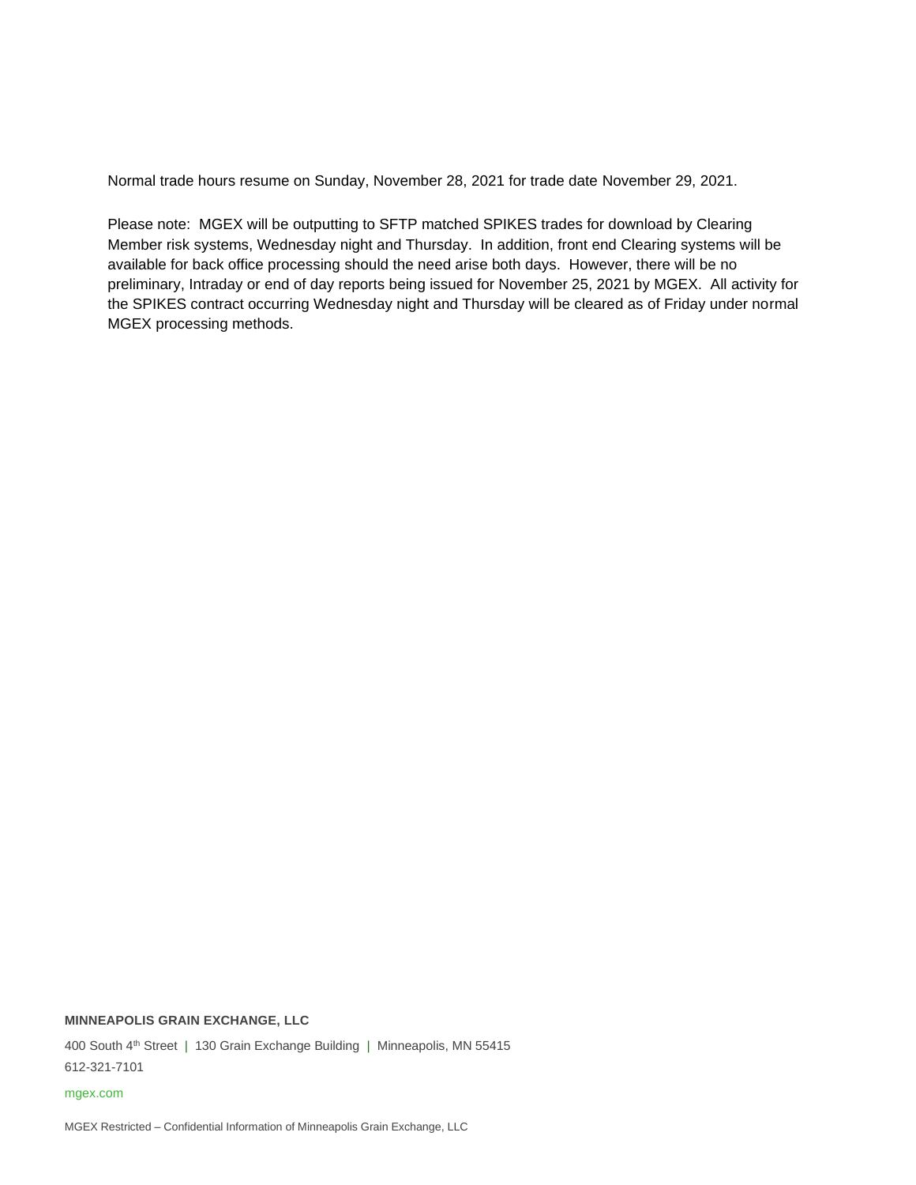Normal trade hours resume on Sunday, November 28, 2021 for trade date November 29, 2021.

Please note: MGEX will be outputting to SFTP matched SPIKES trades for download by Clearing Member risk systems, Wednesday night and Thursday. In addition, front end Clearing systems will be available for back office processing should the need arise both days. However, there will be no preliminary, Intraday or end of day reports being issued for November 25, 2021 by MGEX. All activity for the SPIKES contract occurring Wednesday night and Thursday will be cleared as of Friday under normal MGEX processing methods.